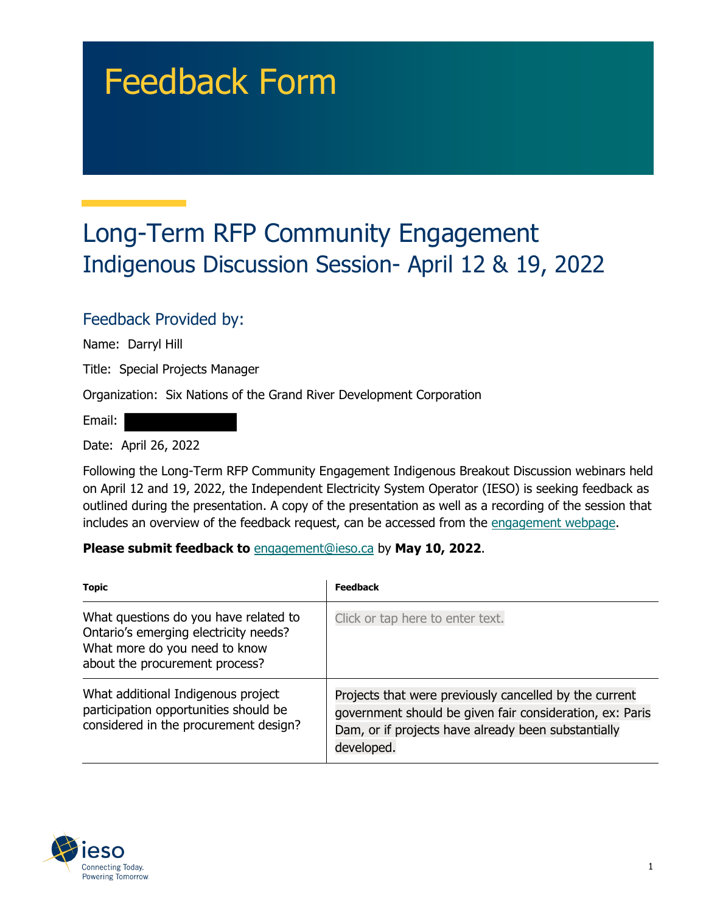# Feedback Form

## Long-Term RFP Community Engagement
## Indigenous Discussion Session- April 12 & 19, 2022

### Feedback Provided by:

Name: Darryl Hill

Title: Special Projects Manager

Organization: Six Nations of the Grand River Development Corporation

Email:

Date: April 26, 2022

Following the Long-Term RFP Community Engagement Indigenous Breakout Discussion webinars held on April 12 and 19, 2022, the Independent Electricity System Operator (IESO) is seeking feedback as outlined during the presentation. A copy of the presentation as well as a recording of the session that includes an overview of the feedback request, can be accessed from the engagement webpage.

**Please submit feedback to** engagement@ieso.ca by **May 10, 2022**.

| Topic | Feedback |
| --- | --- |
| What questions do you have related to Ontario's emerging electricity needs? What more do you need to know about the procurement process? | Click or tap here to enter text. |
| What additional Indigenous project participation opportunities should be considered in the procurement design? | Projects that were previously cancelled by the current government should be given fair consideration, ex: Paris Dam, or if projects have already been substantially developed. |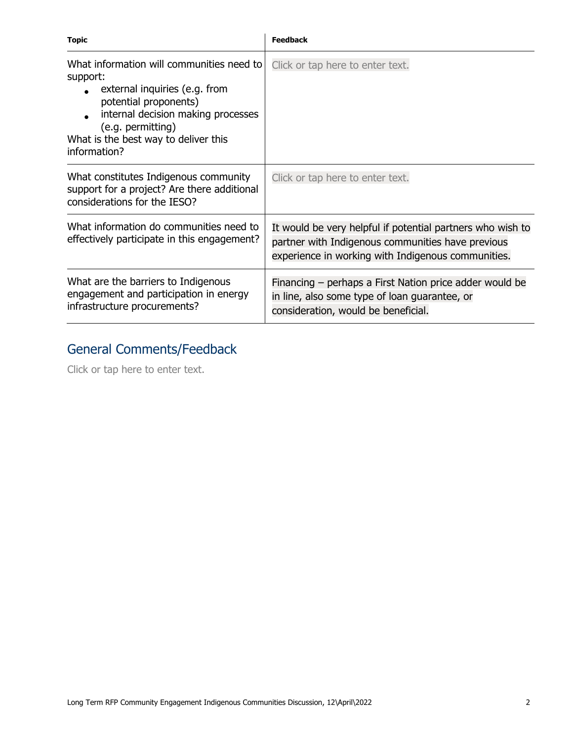| Topic | Feedback |
|---|---|
| What information will communities need to support:<br>• external inquiries (e.g. from potential proponents)<br>• internal decision making processes (e.g. permitting)<br>What is the best way to deliver this information? | Click or tap here to enter text. |
| What constitutes Indigenous community support for a project? Are there additional considerations for the IESO? | Click or tap here to enter text. |
| What information do communities need to effectively participate in this engagement? | It would be very helpful if potential partners who wish to partner with Indigenous communities have previous experience in working with Indigenous communities. |
| What are the barriers to Indigenous engagement and participation in energy infrastructure procurements? | Financing – perhaps a First Nation price adder would be in line, also some type of loan guarantee, or consideration, would be beneficial. |

## General Comments/Feedback

Click or tap here to enter text.